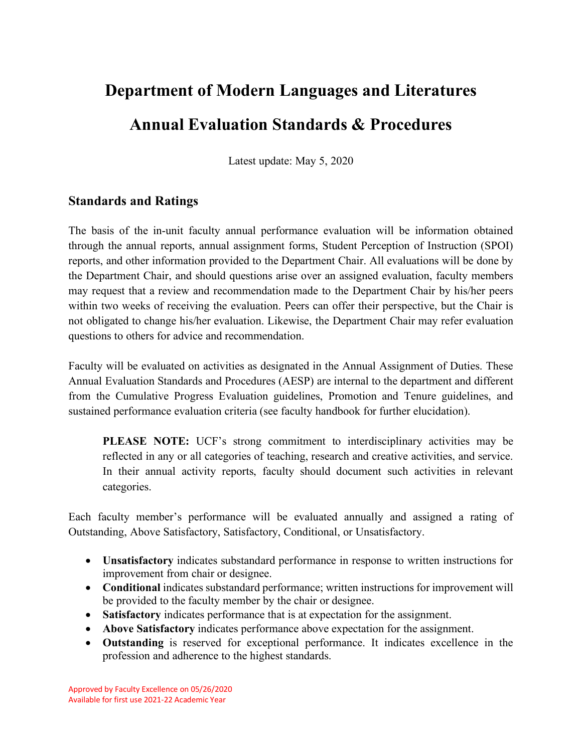# Department of Modern Languages and Literatures

# Annual Evaluation Standards & Procedures

Latest update: May 5, 2020

## Standards and Ratings

The basis of the in-unit faculty annual performance evaluation will be information obtained through the annual reports, annual assignment forms, Student Perception of Instruction (SPOI) reports, and other information provided to the Department Chair. All evaluations will be done by the Department Chair, and should questions arise over an assigned evaluation, faculty members may request that a review and recommendation made to the Department Chair by his/her peers within two weeks of receiving the evaluation. Peers can offer their perspective, but the Chair is not obligated to change his/her evaluation. Likewise, the Department Chair may refer evaluation questions to others for advice and recommendation.

Faculty will be evaluated on activities as designated in the Annual Assignment of Duties. These Annual Evaluation Standards and Procedures (AESP) are internal to the department and different from the Cumulative Progress Evaluation guidelines, Promotion and Tenure guidelines, and sustained performance evaluation criteria (see faculty handbook for further elucidation).

> **PLEASE NOTE:** UCF's strong commitment to interdisciplinary activities may be reflected in any or all categories of teaching, research and creative activities, and service. In their annual activity reports, faculty should document such activities in relevant categories.

Each faculty member's performance will be evaluated annually and assigned a rating of Outstanding, Above Satisfactory, Satisfactory, Conditional, or Unsatisfactory.

- **Unsatisfactory** indicates substandard performance in response to written instructions for improvement from chair or designee.
- **Conditional** indicates substandard performance; written instructions for improvement will be provided to the faculty member by the chair or designee.
- **Satisfactory** indicates performance that is at expectation for the assignment.
- **Above Satisfactory** indicates performance above expectation for the assignment.
- **Outstanding** is reserved for exceptional performance. It indicates excellence in the profession and adherence to the highest standards.

Approved by Faculty Excellence on 05/26/2020
Available for first use 2021-22 Academic Year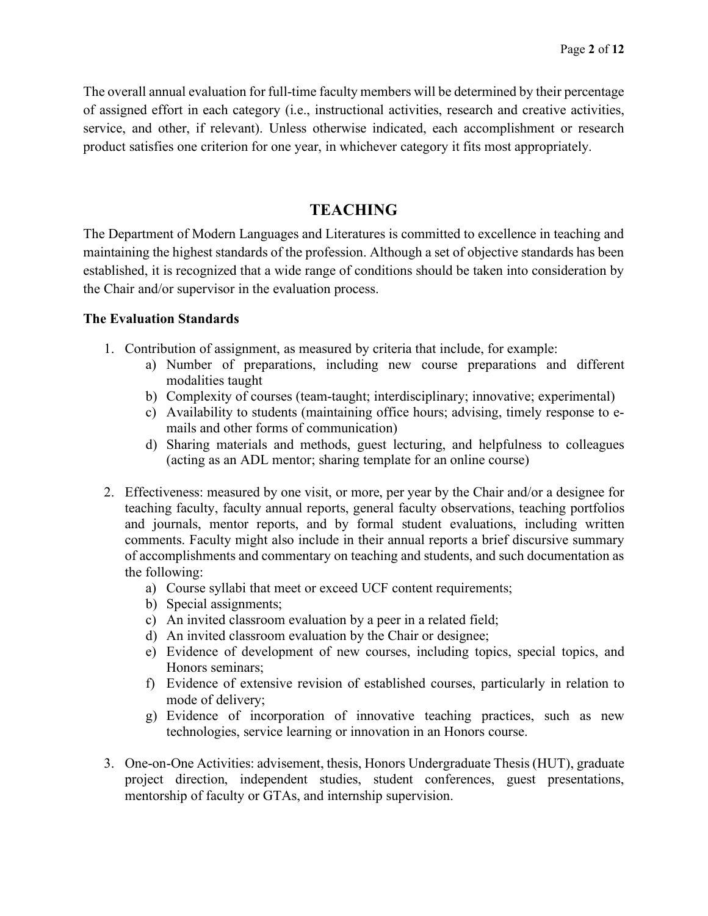The overall annual evaluation for full-time faculty members will be determined by their percentage of assigned effort in each category (i.e., instructional activities, research and creative activities, service, and other, if relevant). Unless otherwise indicated, each accomplishment or research product satisfies one criterion for one year, in whichever category it fits most appropriately.

## TEACHING

The Department of Modern Languages and Literatures is committed to excellence in teaching and maintaining the highest standards of the profession. Although a set of objective standards has been established, it is recognized that a wide range of conditions should be taken into consideration by the Chair and/or supervisor in the evaluation process.

**The Evaluation Standards**

1. Contribution of assignment, as measured by criteria that include, for example:
    a) Number of preparations, including new course preparations and different modalities taught
    b) Complexity of courses (team-taught; interdisciplinary; innovative; experimental)
    c) Availability to students (maintaining office hours; advising, timely response to e-mails and other forms of communication)
    d) Sharing materials and methods, guest lecturing, and helpfulness to colleagues (acting as an ADL mentor; sharing template for an online course)

2. Effectiveness: measured by one visit, or more, per year by the Chair and/or a designee for teaching faculty, faculty annual reports, general faculty observations, teaching portfolios and journals, mentor reports, and by formal student evaluations, including written comments. Faculty might also include in their annual reports a brief discursive summary of accomplishments and commentary on teaching and students, and such documentation as the following:
    a) Course syllabi that meet or exceed UCF content requirements;
    b) Special assignments;
    c) An invited classroom evaluation by a peer in a related field;
    d) An invited classroom evaluation by the Chair or designee;
    e) Evidence of development of new courses, including topics, special topics, and Honors seminars;
    f) Evidence of extensive revision of established courses, particularly in relation to mode of delivery;
    g) Evidence of incorporation of innovative teaching practices, such as new technologies, service learning or innovation in an Honors course.

3. One-on-One Activities: advisement, thesis, Honors Undergraduate Thesis (HUT), graduate project direction, independent studies, student conferences, guest presentations, mentorship of faculty or GTAs, and internship supervision.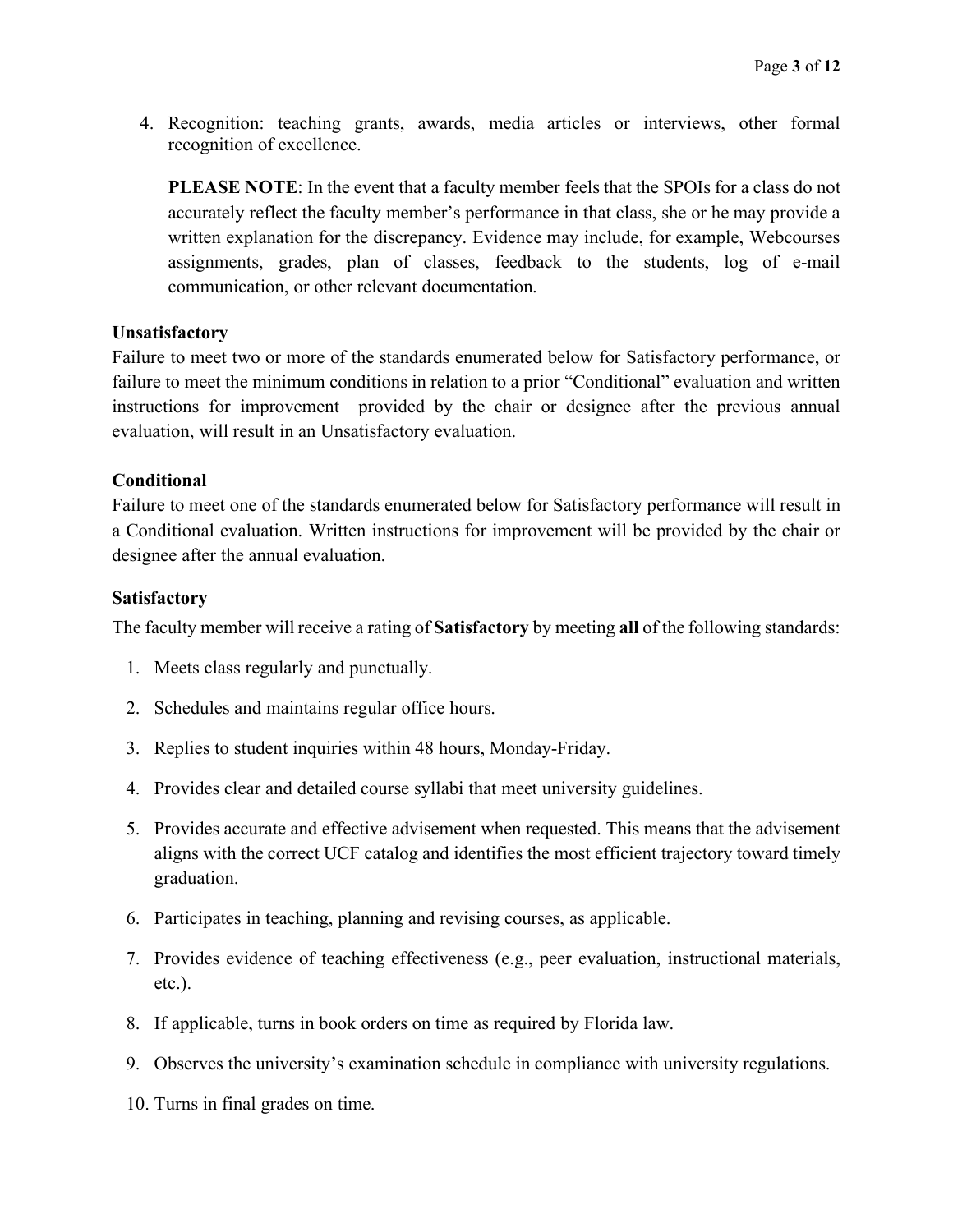4. Recognition: teaching grants, awards, media articles or interviews, other formal recognition of excellence.

   **PLEASE NOTE**: In the event that a faculty member feels that the SPOIs for a class do not accurately reflect the faculty member's performance in that class, she or he may provide a written explanation for the discrepancy. Evidence may include, for example, Webcourses assignments, grades, plan of classes, feedback to the students, log of e-mail communication, or other relevant documentation.

**Unsatisfactory**

Failure to meet two or more of the standards enumerated below for Satisfactory performance, or failure to meet the minimum conditions in relation to a prior "Conditional" evaluation and written instructions for improvement provided by the chair or designee after the previous annual evaluation, will result in an Unsatisfactory evaluation.

**Conditional**

Failure to meet one of the standards enumerated below for Satisfactory performance will result in a Conditional evaluation. Written instructions for improvement will be provided by the chair or designee after the annual evaluation.

**Satisfactory**

The faculty member will receive a rating of **Satisfactory** by meeting **all** of the following standards:

1. Meets class regularly and punctually.
2. Schedules and maintains regular office hours.
3. Replies to student inquiries within 48 hours, Monday-Friday.
4. Provides clear and detailed course syllabi that meet university guidelines.
5. Provides accurate and effective advisement when requested. This means that the advisement aligns with the correct UCF catalog and identifies the most efficient trajectory toward timely graduation.
6. Participates in teaching, planning and revising courses, as applicable.
7. Provides evidence of teaching effectiveness (e.g., peer evaluation, instructional materials, etc.).
8. If applicable, turns in book orders on time as required by Florida law.
9. Observes the university's examination schedule in compliance with university regulations.
10. Turns in final grades on time.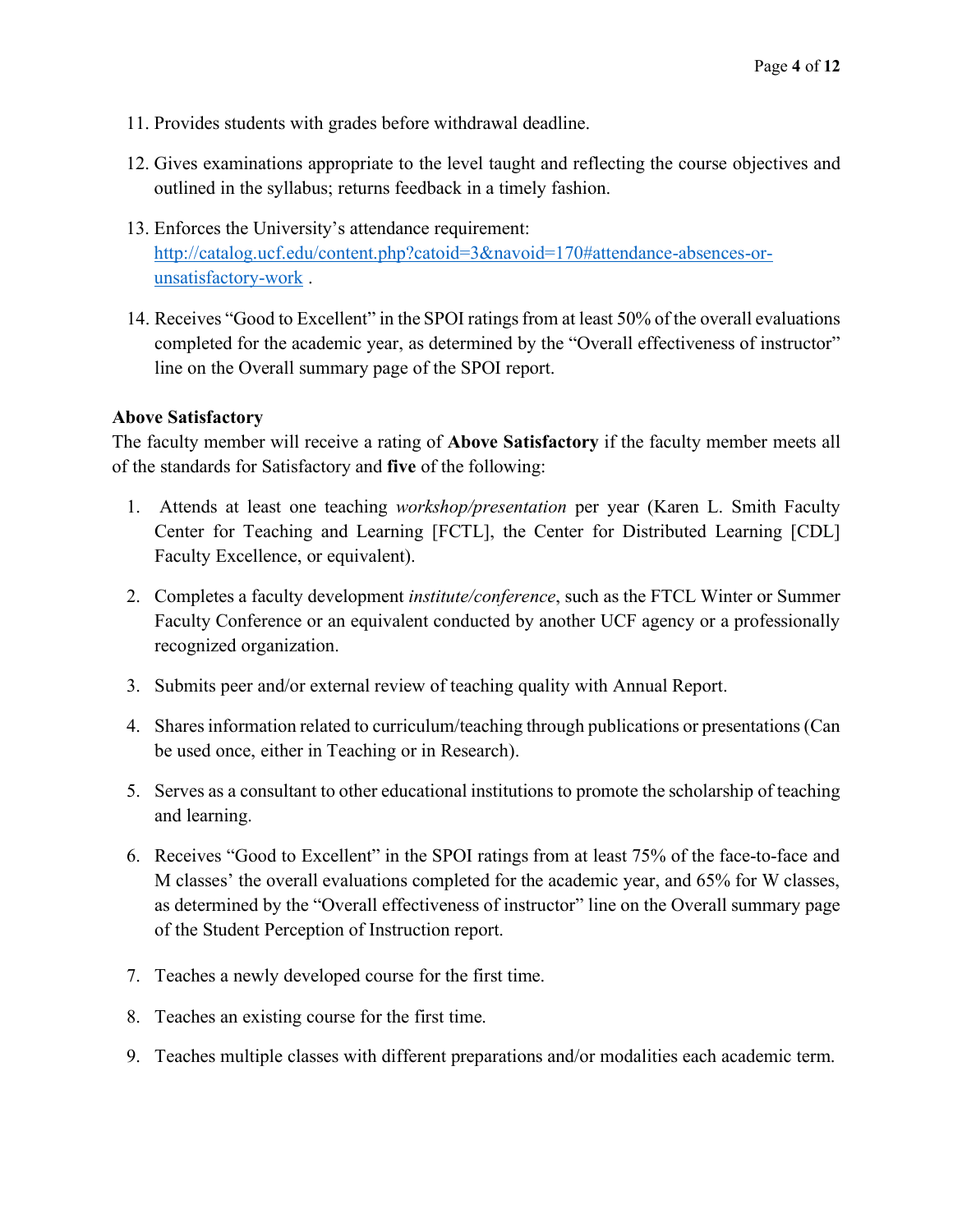11. Provides students with grades before withdrawal deadline.

12. Gives examinations appropriate to the level taught and reflecting the course objectives and outlined in the syllabus; returns feedback in a timely fashion.

13. Enforces the University's attendance requirement: [http://catalog.ucf.edu/content.php?catoid=3&navoid=170#attendance-absences-or-unsatisfactory-work](http://catalog.ucf.edu/content.php?catoid=3&navoid=170#attendance-absences-or-unsatisfactory-work) .

14. Receives "Good to Excellent" in the SPOI ratings from at least 50% of the overall evaluations completed for the academic year, as determined by the "Overall effectiveness of instructor" line on the Overall summary page of the SPOI report.

**Above Satisfactory**

The faculty member will receive a rating of **Above Satisfactory** if the faculty member meets all of the standards for Satisfactory and **five** of the following:

1. Attends at least one teaching *workshop/presentation* per year (Karen L. Smith Faculty Center for Teaching and Learning [FCTL], the Center for Distributed Learning [CDL] Faculty Excellence, or equivalent).

2. Completes a faculty development *institute/conference*, such as the FTCL Winter or Summer Faculty Conference or an equivalent conducted by another UCF agency or a professionally recognized organization.

3. Submits peer and/or external review of teaching quality with Annual Report.

4. Shares information related to curriculum/teaching through publications or presentations (Can be used once, either in Teaching or in Research).

5. Serves as a consultant to other educational institutions to promote the scholarship of teaching and learning.

6. Receives "Good to Excellent" in the SPOI ratings from at least 75% of the face-to-face and M classes' the overall evaluations completed for the academic year, and 65% for W classes, as determined by the "Overall effectiveness of instructor" line on the Overall summary page of the Student Perception of Instruction report.

7. Teaches a newly developed course for the first time.

8. Teaches an existing course for the first time.

9. Teaches multiple classes with different preparations and/or modalities each academic term.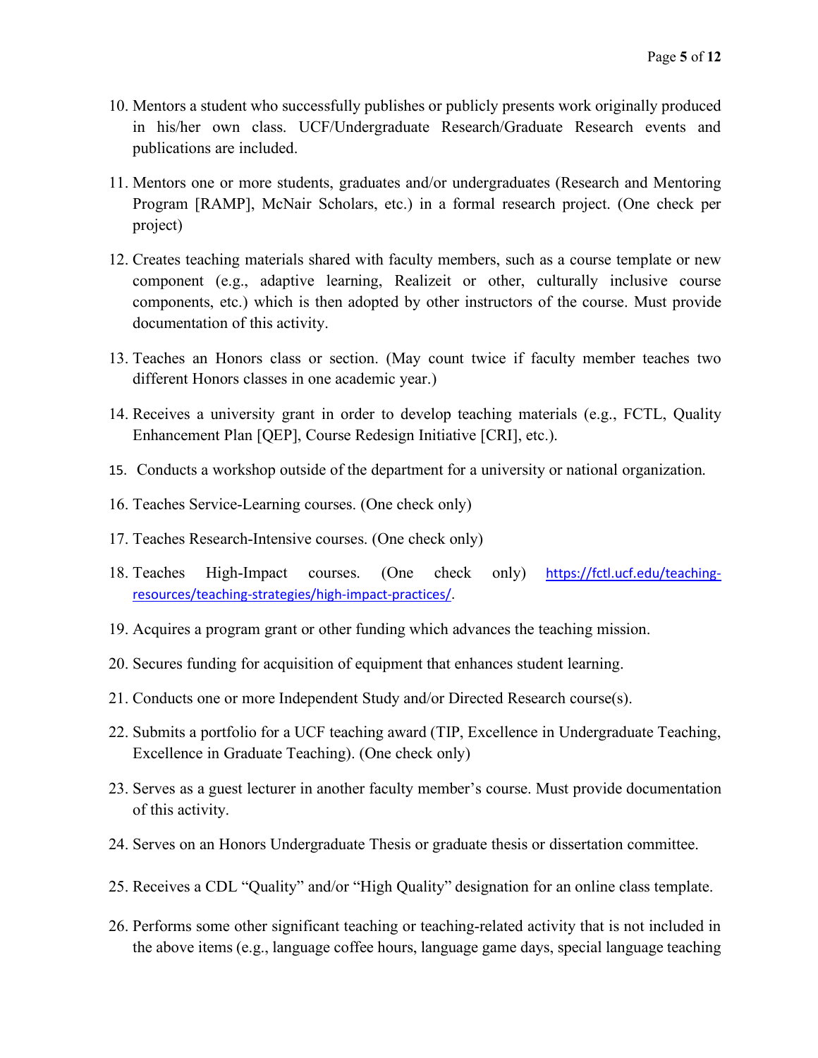10. Mentors a student who successfully publishes or publicly presents work originally produced in his/her own class. UCF/Undergraduate Research/Graduate Research events and publications are included.

11. Mentors one or more students, graduates and/or undergraduates (Research and Mentoring Program [RAMP], McNair Scholars, etc.) in a formal research project. (One check per project)

12. Creates teaching materials shared with faculty members, such as a course template or new component (e.g., adaptive learning, Realizeit or other, culturally inclusive course components, etc.) which is then adopted by other instructors of the course. Must provide documentation of this activity.

13. Teaches an Honors class or section. (May count twice if faculty member teaches two different Honors classes in one academic year.)

14. Receives a university grant in order to develop teaching materials (e.g., FCTL, Quality Enhancement Plan [QEP], Course Redesign Initiative [CRI], etc.).

15. Conducts a workshop outside of the department for a university or national organization.

16. Teaches Service-Learning courses. (One check only)

17. Teaches Research-Intensive courses. (One check only)

18. Teaches High-Impact courses. (One check only) https://fctl.ucf.edu/teaching-resources/teaching-strategies/high-impact-practices/.

19. Acquires a program grant or other funding which advances the teaching mission.

20. Secures funding for acquisition of equipment that enhances student learning.

21. Conducts one or more Independent Study and/or Directed Research course(s).

22. Submits a portfolio for a UCF teaching award (TIP, Excellence in Undergraduate Teaching, Excellence in Graduate Teaching). (One check only)

23. Serves as a guest lecturer in another faculty member's course. Must provide documentation of this activity.

24. Serves on an Honors Undergraduate Thesis or graduate thesis or dissertation committee.

25. Receives a CDL "Quality" and/or "High Quality" designation for an online class template.

26. Performs some other significant teaching or teaching-related activity that is not included in the above items (e.g., language coffee hours, language game days, special language teaching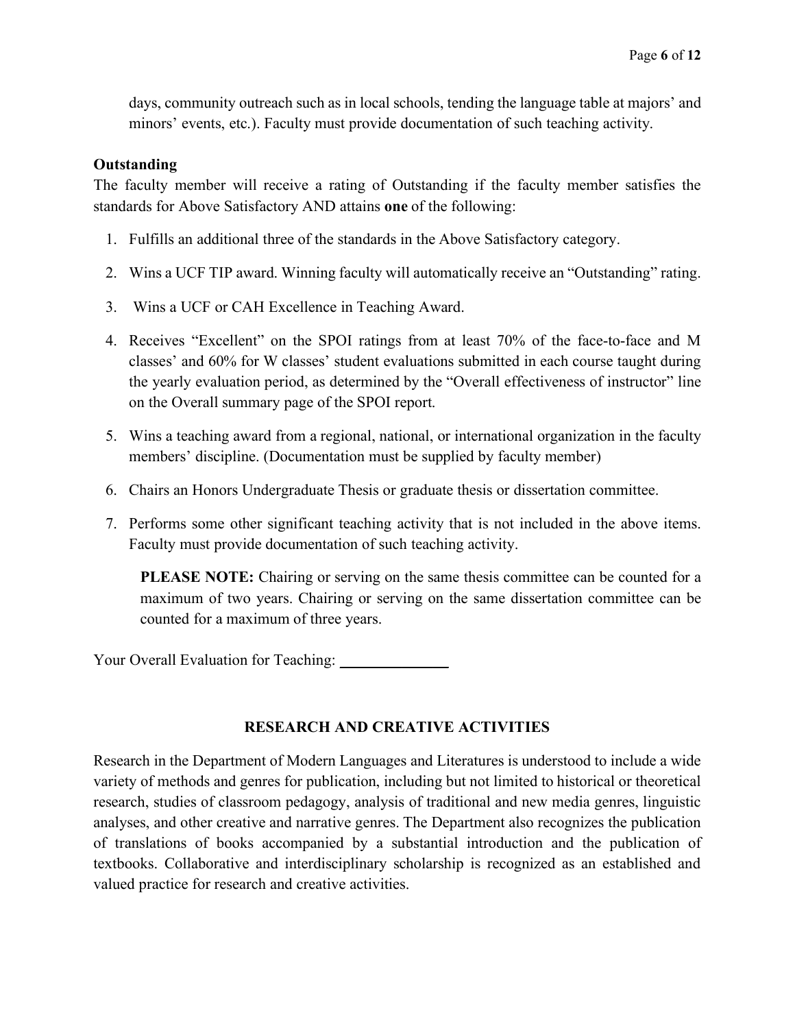days, community outreach such as in local schools, tending the language table at majors' and minors' events, etc.). Faculty must provide documentation of such teaching activity.

**Outstanding**

The faculty member will receive a rating of Outstanding if the faculty member satisfies the standards for Above Satisfactory AND attains **one** of the following:

1. Fulfills an additional three of the standards in the Above Satisfactory category.
2. Wins a UCF TIP award. Winning faculty will automatically receive an "Outstanding" rating.
3. Wins a UCF or CAH Excellence in Teaching Award.
4. Receives "Excellent" on the SPOI ratings from at least 70% of the face-to-face and M classes' and 60% for W classes' student evaluations submitted in each course taught during the yearly evaluation period, as determined by the "Overall effectiveness of instructor" line on the Overall summary page of the SPOI report.
5. Wins a teaching award from a regional, national, or international organization in the faculty members' discipline. (Documentation must be supplied by faculty member)
6. Chairs an Honors Undergraduate Thesis or graduate thesis or dissertation committee.
7. Performs some other significant teaching activity that is not included in the above items. Faculty must provide documentation of such teaching activity.

   **PLEASE NOTE:** Chairing or serving on the same thesis committee can be counted for a maximum of two years. Chairing or serving on the same dissertation committee can be counted for a maximum of three years.

Your Overall Evaluation for Teaching: ______________

## RESEARCH AND CREATIVE ACTIVITIES

Research in the Department of Modern Languages and Literatures is understood to include a wide variety of methods and genres for publication, including but not limited to historical or theoretical research, studies of classroom pedagogy, analysis of traditional and new media genres, linguistic analyses, and other creative and narrative genres. The Department also recognizes the publication of translations of books accompanied by a substantial introduction and the publication of textbooks. Collaborative and interdisciplinary scholarship is recognized as an established and valued practice for research and creative activities.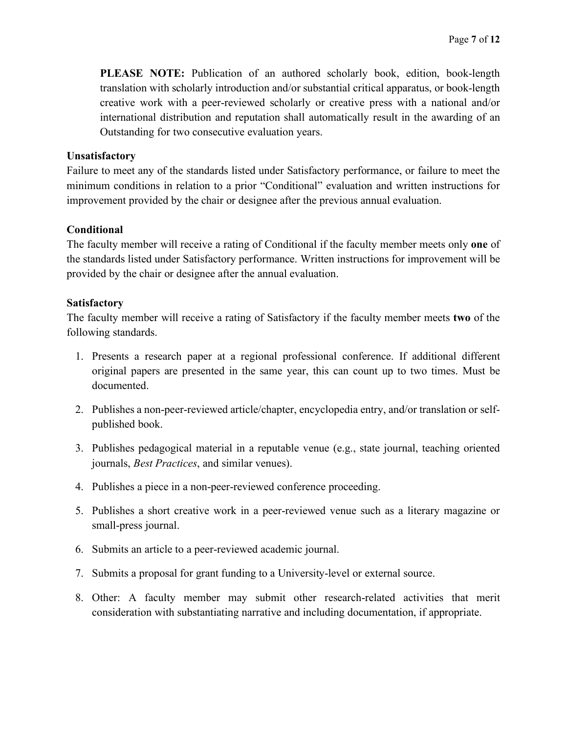**PLEASE NOTE:** Publication of an authored scholarly book, edition, book-length translation with scholarly introduction and/or substantial critical apparatus, or book-length creative work with a peer-reviewed scholarly or creative press with a national and/or international distribution and reputation shall automatically result in the awarding of an Outstanding for two consecutive evaluation years.

**Unsatisfactory**

Failure to meet any of the standards listed under Satisfactory performance, or failure to meet the minimum conditions in relation to a prior "Conditional" evaluation and written instructions for improvement provided by the chair or designee after the previous annual evaluation.

**Conditional**

The faculty member will receive a rating of Conditional if the faculty member meets only **one** of the standards listed under Satisfactory performance. Written instructions for improvement will be provided by the chair or designee after the annual evaluation.

**Satisfactory**

The faculty member will receive a rating of Satisfactory if the faculty member meets **two** of the following standards.

1. Presents a research paper at a regional professional conference. If additional different original papers are presented in the same year, this can count up to two times. Must be documented.
2. Publishes a non-peer-reviewed article/chapter, encyclopedia entry, and/or translation or self-published book.
3. Publishes pedagogical material in a reputable venue (e.g., state journal, teaching oriented journals, *Best Practices*, and similar venues).
4. Publishes a piece in a non-peer-reviewed conference proceeding.
5. Publishes a short creative work in a peer-reviewed venue such as a literary magazine or small-press journal.
6. Submits an article to a peer-reviewed academic journal.
7. Submits a proposal for grant funding to a University-level or external source.
8. Other: A faculty member may submit other research-related activities that merit consideration with substantiating narrative and including documentation, if appropriate.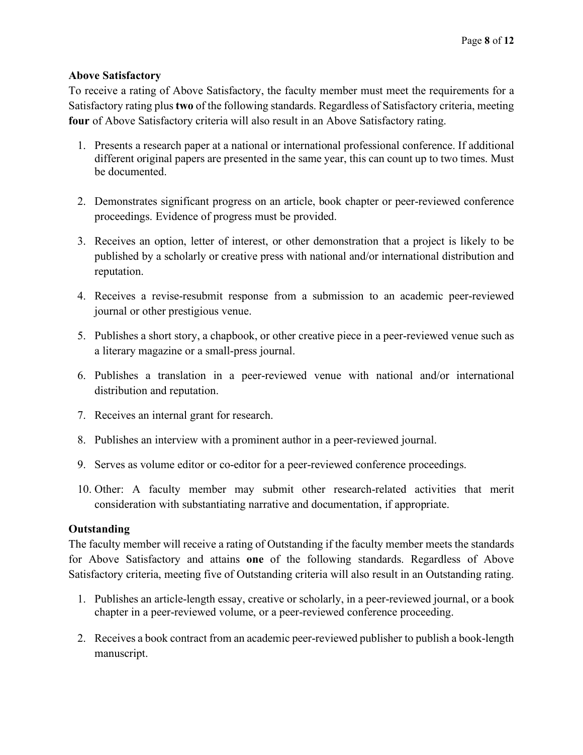**Above Satisfactory**

To receive a rating of Above Satisfactory, the faculty member must meet the requirements for a Satisfactory rating plus **two** of the following standards. Regardless of Satisfactory criteria, meeting **four** of Above Satisfactory criteria will also result in an Above Satisfactory rating.

1. Presents a research paper at a national or international professional conference. If additional different original papers are presented in the same year, this can count up to two times. Must be documented.

2. Demonstrates significant progress on an article, book chapter or peer-reviewed conference proceedings. Evidence of progress must be provided.

3. Receives an option, letter of interest, or other demonstration that a project is likely to be published by a scholarly or creative press with national and/or international distribution and reputation.

4. Receives a revise-resubmit response from a submission to an academic peer-reviewed journal or other prestigious venue.

5. Publishes a short story, a chapbook, or other creative piece in a peer-reviewed venue such as a literary magazine or a small-press journal.

6. Publishes a translation in a peer-reviewed venue with national and/or international distribution and reputation.

7. Receives an internal grant for research.

8. Publishes an interview with a prominent author in a peer-reviewed journal.

9. Serves as volume editor or co-editor for a peer-reviewed conference proceedings.

10. Other: A faculty member may submit other research-related activities that merit consideration with substantiating narrative and documentation, if appropriate.

**Outstanding**

The faculty member will receive a rating of Outstanding if the faculty member meets the standards for Above Satisfactory and attains **one** of the following standards. Regardless of Above Satisfactory criteria, meeting five of Outstanding criteria will also result in an Outstanding rating.

1. Publishes an article-length essay, creative or scholarly, in a peer-reviewed journal, or a book chapter in a peer-reviewed volume, or a peer-reviewed conference proceeding.

2. Receives a book contract from an academic peer-reviewed publisher to publish a book-length manuscript.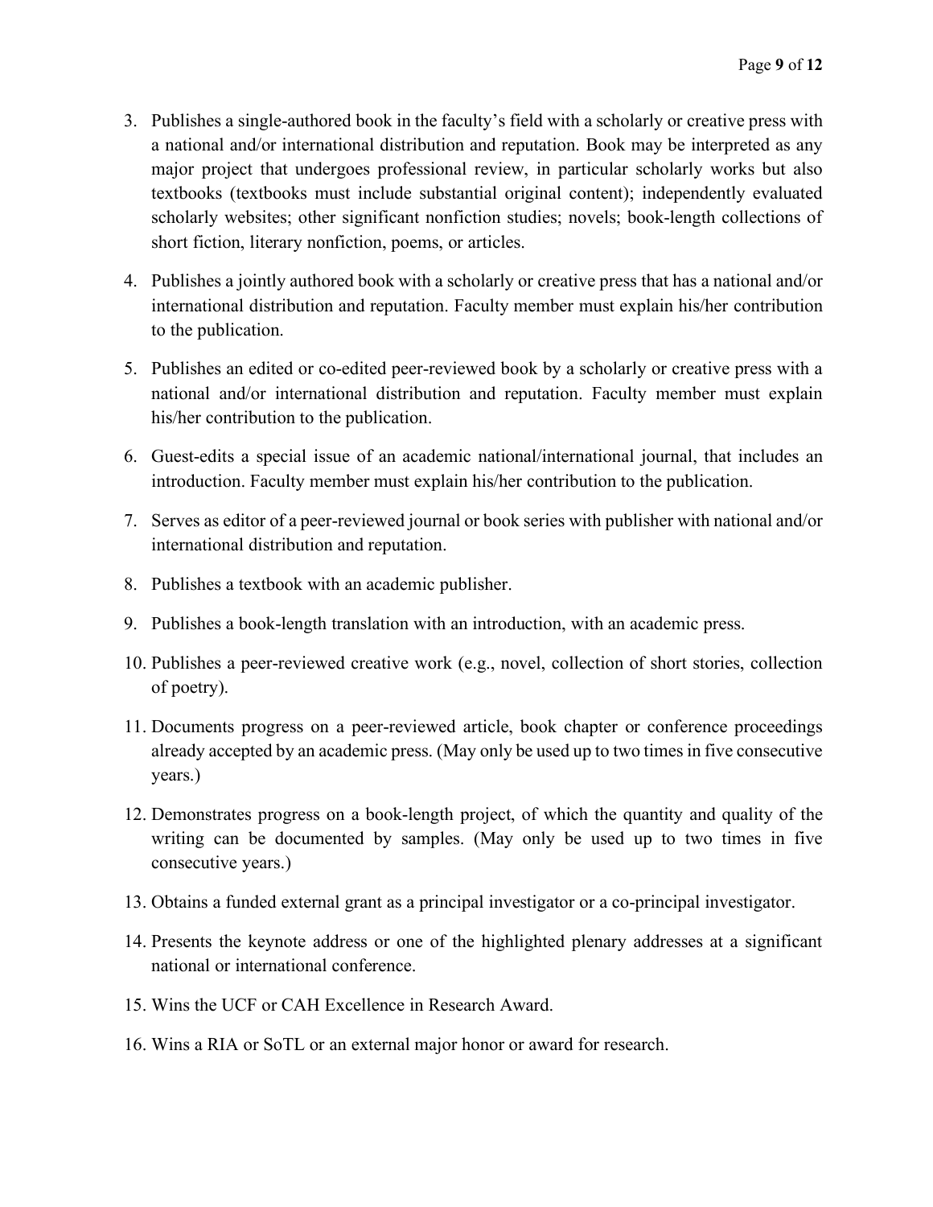3. Publishes a single-authored book in the faculty's field with a scholarly or creative press with a national and/or international distribution and reputation. Book may be interpreted as any major project that undergoes professional review, in particular scholarly works but also textbooks (textbooks must include substantial original content); independently evaluated scholarly websites; other significant nonfiction studies; novels; book-length collections of short fiction, literary nonfiction, poems, or articles.

4. Publishes a jointly authored book with a scholarly or creative press that has a national and/or international distribution and reputation. Faculty member must explain his/her contribution to the publication.

5. Publishes an edited or co-edited peer-reviewed book by a scholarly or creative press with a national and/or international distribution and reputation. Faculty member must explain his/her contribution to the publication.

6. Guest-edits a special issue of an academic national/international journal, that includes an introduction. Faculty member must explain his/her contribution to the publication.

7. Serves as editor of a peer-reviewed journal or book series with publisher with national and/or international distribution and reputation.

8. Publishes a textbook with an academic publisher.

9. Publishes a book-length translation with an introduction, with an academic press.

10. Publishes a peer-reviewed creative work (e.g., novel, collection of short stories, collection of poetry).

11. Documents progress on a peer-reviewed article, book chapter or conference proceedings already accepted by an academic press. (May only be used up to two times in five consecutive years.)

12. Demonstrates progress on a book-length project, of which the quantity and quality of the writing can be documented by samples. (May only be used up to two times in five consecutive years.)

13. Obtains a funded external grant as a principal investigator or a co-principal investigator.

14. Presents the keynote address or one of the highlighted plenary addresses at a significant national or international conference.

15. Wins the UCF or CAH Excellence in Research Award.

16. Wins a RIA or SoTL or an external major honor or award for research.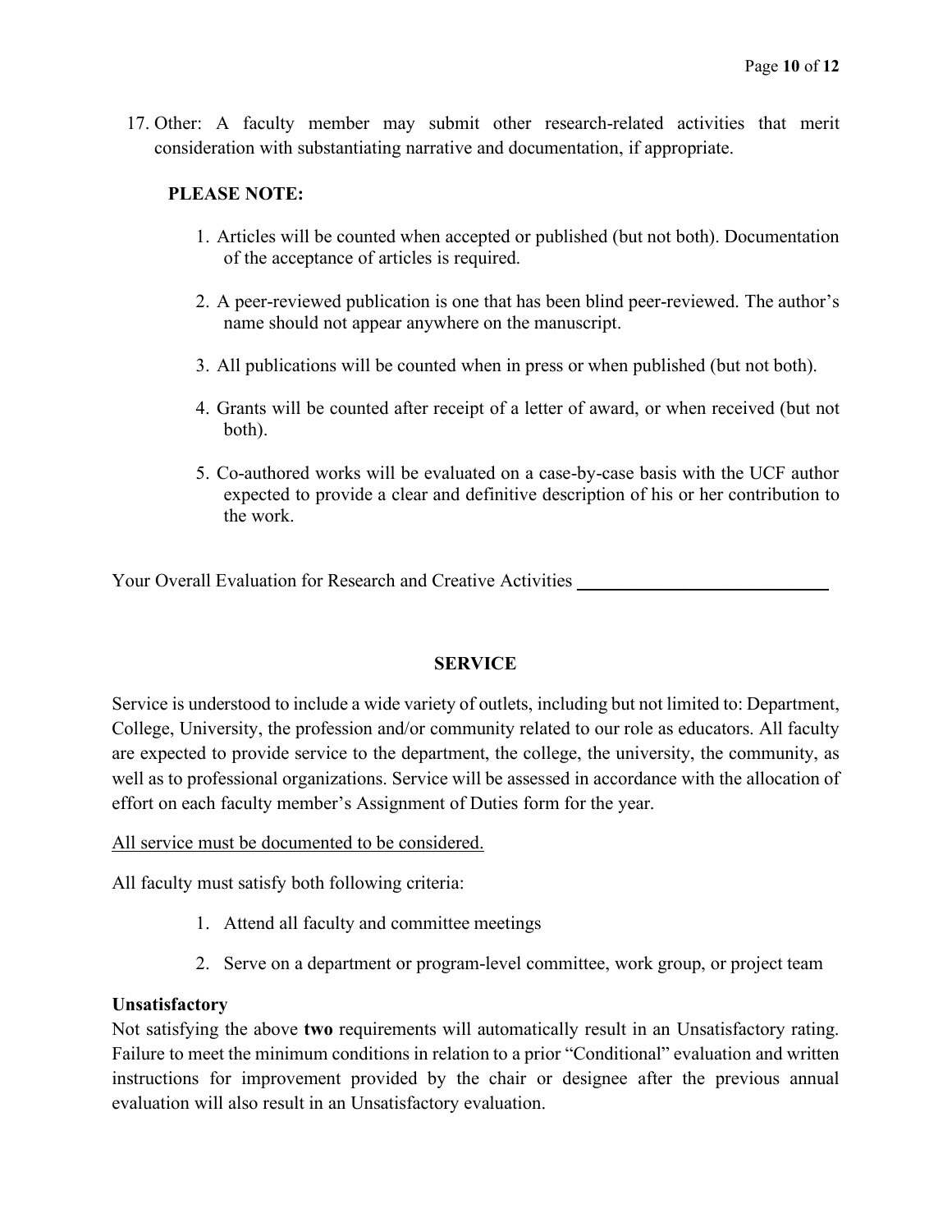17. Other: A faculty member may submit other research-related activities that merit consideration with substantiating narrative and documentation, if appropriate.

**PLEASE NOTE:**

1. Articles will be counted when accepted or published (but not both). Documentation of the acceptance of articles is required.

2. A peer-reviewed publication is one that has been blind peer-reviewed. The author's name should not appear anywhere on the manuscript.

3. All publications will be counted when in press or when published (but not both).

4. Grants will be counted after receipt of a letter of award, or when received (but not both).

5. Co-authored works will be evaluated on a case-by-case basis with the UCF author expected to provide a clear and definitive description of his or her contribution to the work.

Your Overall Evaluation for Research and Creative Activities ____________________________

## SERVICE

Service is understood to include a wide variety of outlets, including but not limited to: Department, College, University, the profession and/or community related to our role as educators. All faculty are expected to provide service to the department, the college, the university, the community, as well as to professional organizations. Service will be assessed in accordance with the allocation of effort on each faculty member's Assignment of Duties form for the year.

<u>All service must be documented to be considered.</u>

All faculty must satisfy both following criteria:

1. Attend all faculty and committee meetings

2. Serve on a department or program-level committee, work group, or project team

**Unsatisfactory**

Not satisfying the above **two** requirements will automatically result in an Unsatisfactory rating. Failure to meet the minimum conditions in relation to a prior "Conditional" evaluation and written instructions for improvement provided by the chair or designee after the previous annual evaluation will also result in an Unsatisfactory evaluation.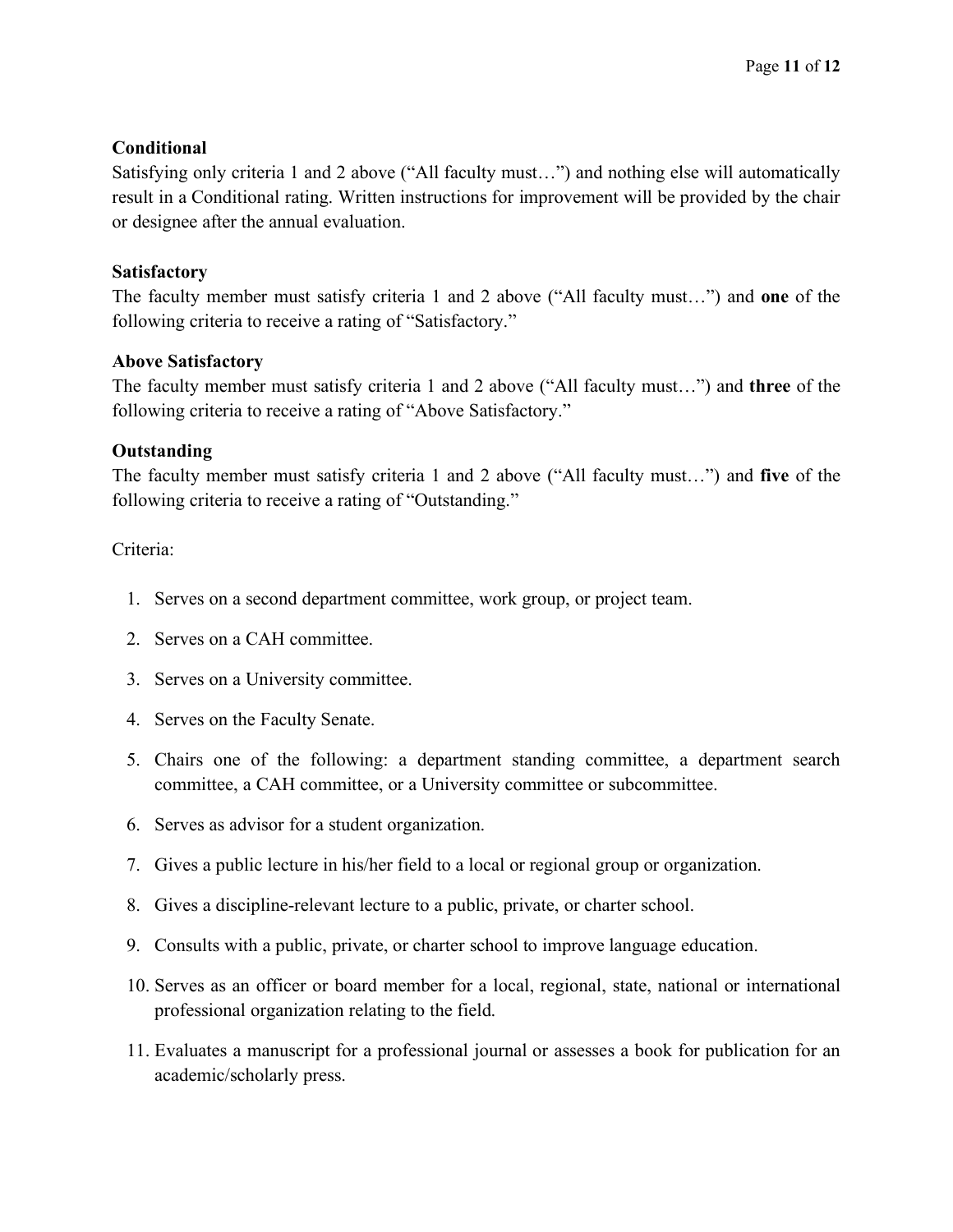**Conditional**
Satisfying only criteria 1 and 2 above ("All faculty must…") and nothing else will automatically result in a Conditional rating. Written instructions for improvement will be provided by the chair or designee after the annual evaluation.

**Satisfactory**
The faculty member must satisfy criteria 1 and 2 above ("All faculty must…") and **one** of the following criteria to receive a rating of "Satisfactory."

**Above Satisfactory**
The faculty member must satisfy criteria 1 and 2 above ("All faculty must…") and **three** of the following criteria to receive a rating of "Above Satisfactory."

**Outstanding**
The faculty member must satisfy criteria 1 and 2 above ("All faculty must…") and **five** of the following criteria to receive a rating of "Outstanding."

Criteria:

1. Serves on a second department committee, work group, or project team.
2. Serves on a CAH committee.
3. Serves on a University committee.
4. Serves on the Faculty Senate.
5. Chairs one of the following: a department standing committee, a department search committee, a CAH committee, or a University committee or subcommittee.
6. Serves as advisor for a student organization.
7. Gives a public lecture in his/her field to a local or regional group or organization.
8. Gives a discipline-relevant lecture to a public, private, or charter school.
9. Consults with a public, private, or charter school to improve language education.
10. Serves as an officer or board member for a local, regional, state, national or international professional organization relating to the field.
11. Evaluates a manuscript for a professional journal or assesses a book for publication for an academic/scholarly press.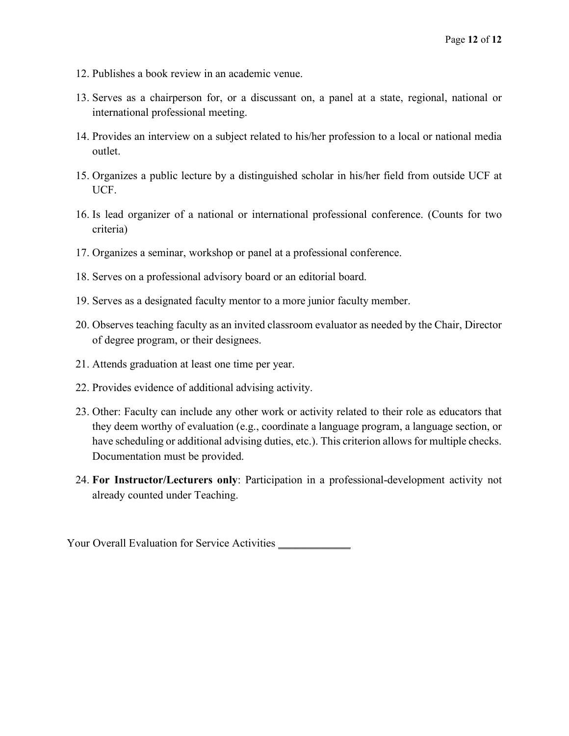12. Publishes a book review in an academic venue.
13. Serves as a chairperson for, or a discussant on, a panel at a state, regional, national or international professional meeting.
14. Provides an interview on a subject related to his/her profession to a local or national media outlet.
15. Organizes a public lecture by a distinguished scholar in his/her field from outside UCF at UCF.
16. Is lead organizer of a national or international professional conference. (Counts for two criteria)
17. Organizes a seminar, workshop or panel at a professional conference.
18. Serves on a professional advisory board or an editorial board.
19. Serves as a designated faculty mentor to a more junior faculty member.
20. Observes teaching faculty as an invited classroom evaluator as needed by the Chair, Director of degree program, or their designees.
21. Attends graduation at least one time per year.
22. Provides evidence of additional advising activity.
23. Other: Faculty can include any other work or activity related to their role as educators that they deem worthy of evaluation (e.g., coordinate a language program, a language section, or have scheduling or additional advising duties, etc.). This criterion allows for multiple checks. Documentation must be provided.
24. **For Instructor/Lecturers only**: Participation in a professional-development activity not already counted under Teaching.

Your Overall Evaluation for Service Activities _____________